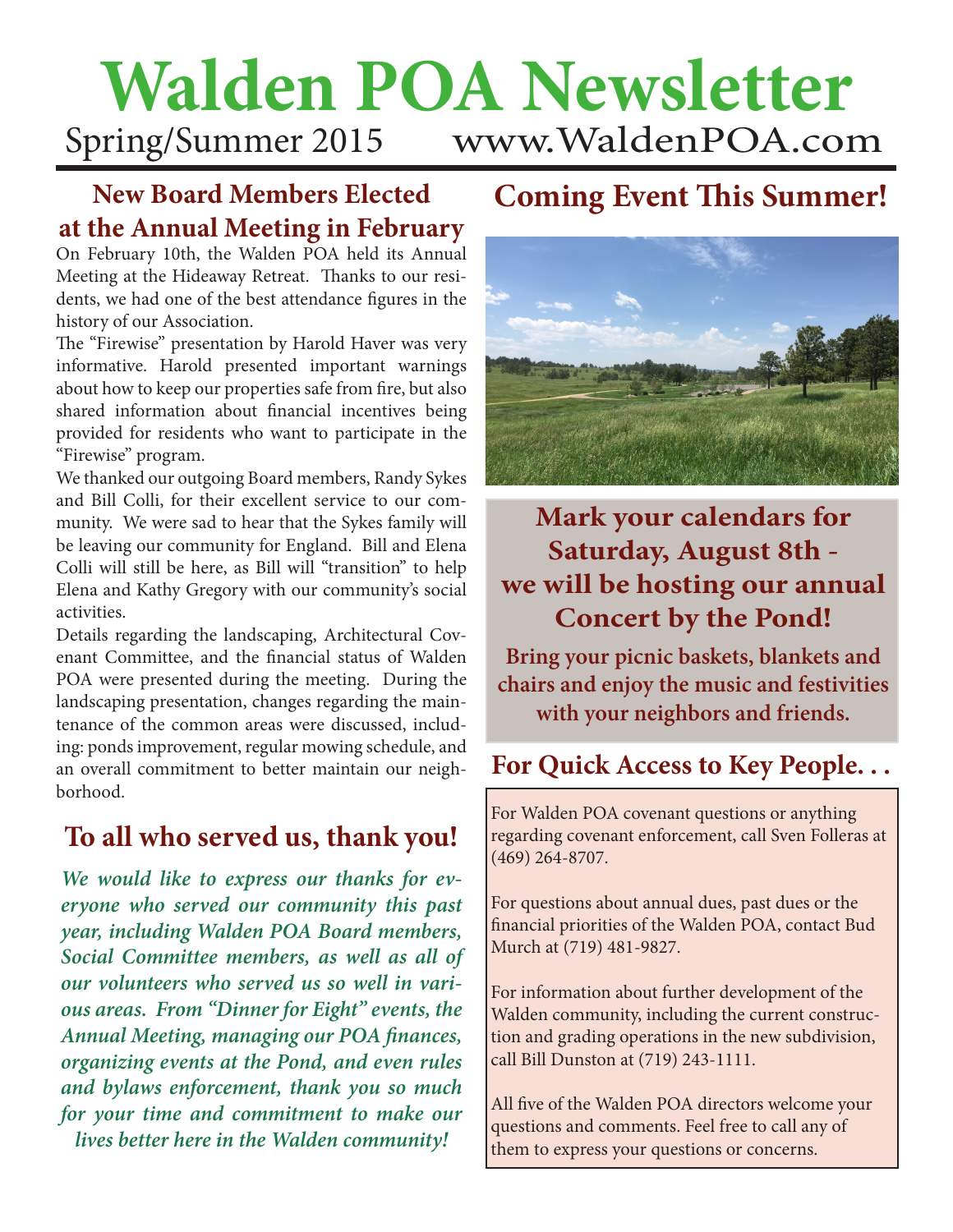# Walden POA Newsletter

Spring/Summer 2015 www.WaldenPOA.com

## New Board Members Elected at the Annual Meeting in February

On February 10th, the Walden POA held its Annual Meeting at the Hideaway Retreat. Thanks to our residents, we had one of the best attendance figures in the history of our Association.

The "Firewise" presentation by Harold Haver was very informative. Harold presented important warnings about how to keep our properties safe from fire, but also shared information about financial incentives being provided for residents who want to participate in the "Firewise" program.

We thanked our outgoing Board members, Randy Sykes and Bill Colli, for their excellent service to our community. We were sad to hear that the Sykes family will be leaving our community for England. Bill and Elena Colli will still be here, as Bill will "transition" to help Elena and Kathy Gregory with our community's social activities.

Details regarding the landscaping, Architectural Covenant Committee, and the financial status of Walden POA were presented during the meeting. During the landscaping presentation, changes regarding the maintenance of the common areas were discussed, including: ponds improvement, regular mowing schedule, and an overall commitment to better maintain our neighborhood.

## To all who served us, thank you!

***We would like to express our thanks for everyone who served our community this past year, including Walden POA Board members, Social Committee members, as well as all of our volunteers who served us so well in various areas. From "Dinner for Eight" events, the Annual Meeting, managing our POA finances, organizing events at the Pond, and even rules and bylaws enforcement, thank you so much for your time and commitment to make our lives better here in the Walden community!***

## Coming Event This Summer!

### Mark your calendars for Saturday, August 8th - we will be hosting our annual Concert by the Pond!

**Bring your picnic baskets, blankets and chairs and enjoy the music and festivities with your neighbors and friends.**

## For Quick Access to Key People. . .

For Walden POA covenant questions or anything regarding covenant enforcement, call Sven Folleras at (469) 264-8707.

For questions about annual dues, past dues or the financial priorities of the Walden POA, contact Bud Murch at (719) 481-9827.

For information about further development of the Walden community, including the current construction and grading operations in the new subdivision, call Bill Dunston at (719) 243-1111.

All five of the Walden POA directors welcome your questions and comments. Feel free to call any of them to express your questions or concerns.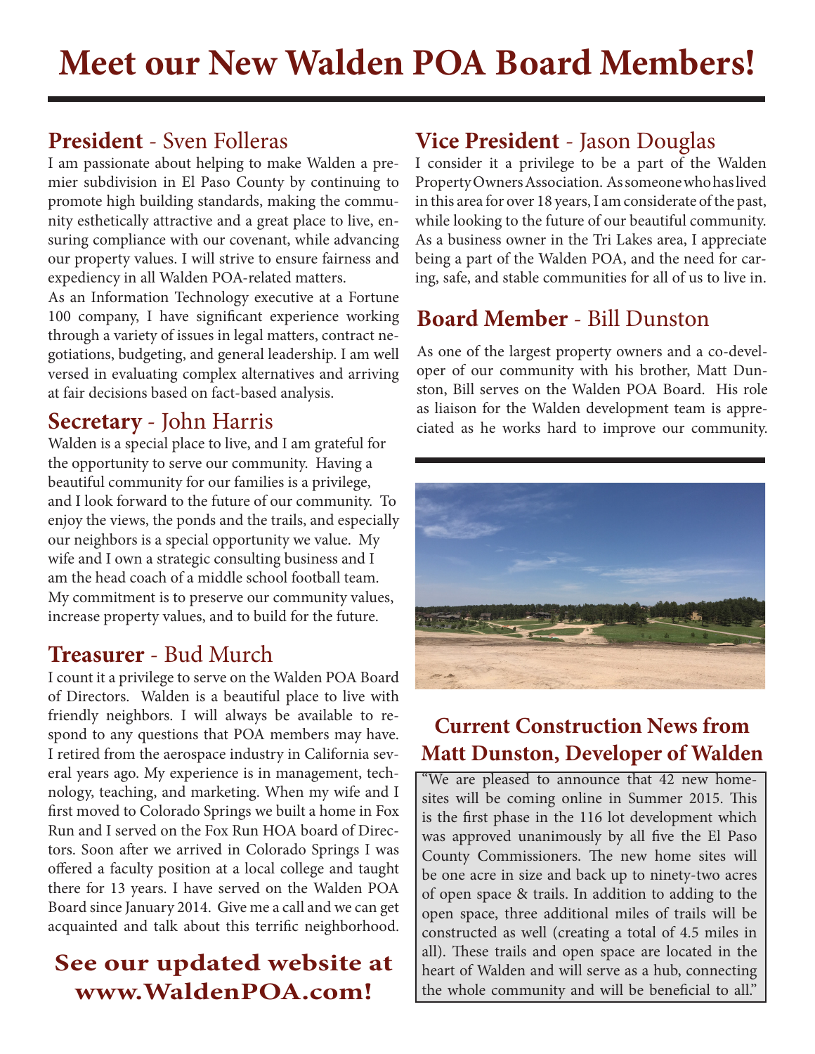# Meet our New Walden POA Board Members!

## President - Sven Folleras

I am passionate about helping to make Walden a premier subdivision in El Paso County by continuing to promote high building standards, making the community esthetically attractive and a great place to live, ensuring compliance with our covenant, while advancing our property values. I will strive to ensure fairness and expediency in all Walden POA-related matters.

As an Information Technology executive at a Fortune 100 company, I have significant experience working through a variety of issues in legal matters, contract negotiations, budgeting, and general leadership. I am well versed in evaluating complex alternatives and arriving at fair decisions based on fact-based analysis.

## Secretary - John Harris

Walden is a special place to live, and I am grateful for the opportunity to serve our community. Having a beautiful community for our families is a privilege, and I look forward to the future of our community. To enjoy the views, the ponds and the trails, and especially our neighbors is a special opportunity we value. My wife and I own a strategic consulting business and I am the head coach of a middle school football team. My commitment is to preserve our community values, increase property values, and to build for the future.

## Treasurer - Bud Murch

I count it a privilege to serve on the Walden POA Board of Directors. Walden is a beautiful place to live with friendly neighbors. I will always be available to respond to any questions that POA members may have. I retired from the aerospace industry in California several years ago. My experience is in management, technology, teaching, and marketing. When my wife and I first moved to Colorado Springs we built a home in Fox Run and I served on the Fox Run HOA board of Directors. Soon after we arrived in Colorado Springs I was offered a faculty position at a local college and taught there for 13 years. I have served on the Walden POA Board since January 2014. Give me a call and we can get acquainted and talk about this terrific neighborhood.

**See our updated website at www.WaldenPOA.com!**

## Vice President - Jason Douglas

I consider it a privilege to be a part of the Walden Property Owners Association. As someone who has lived in this area for over 18 years, I am considerate of the past, while looking to the future of our beautiful community. As a business owner in the Tri Lakes area, I appreciate being a part of the Walden POA, and the need for caring, safe, and stable communities for all of us to live in.

## Board Member - Bill Dunston

As one of the largest property owners and a co-developer of our community with his brother, Matt Dunston, Bill serves on the Walden POA Board. His role as liaison for the Walden development team is appreciated as he works hard to improve our community.

## Current Construction News from Matt Dunston, Developer of Walden

"We are pleased to announce that 42 new homesites will be coming online in Summer 2015. This is the first phase in the 116 lot development which was approved unanimously by all five the El Paso County Commissioners. The new home sites will be one acre in size and back up to ninety-two acres of open space & trails. In addition to adding to the open space, three additional miles of trails will be constructed as well (creating a total of 4.5 miles in all). These trails and open space are located in the heart of Walden and will serve as a hub, connecting the whole community and will be beneficial to all."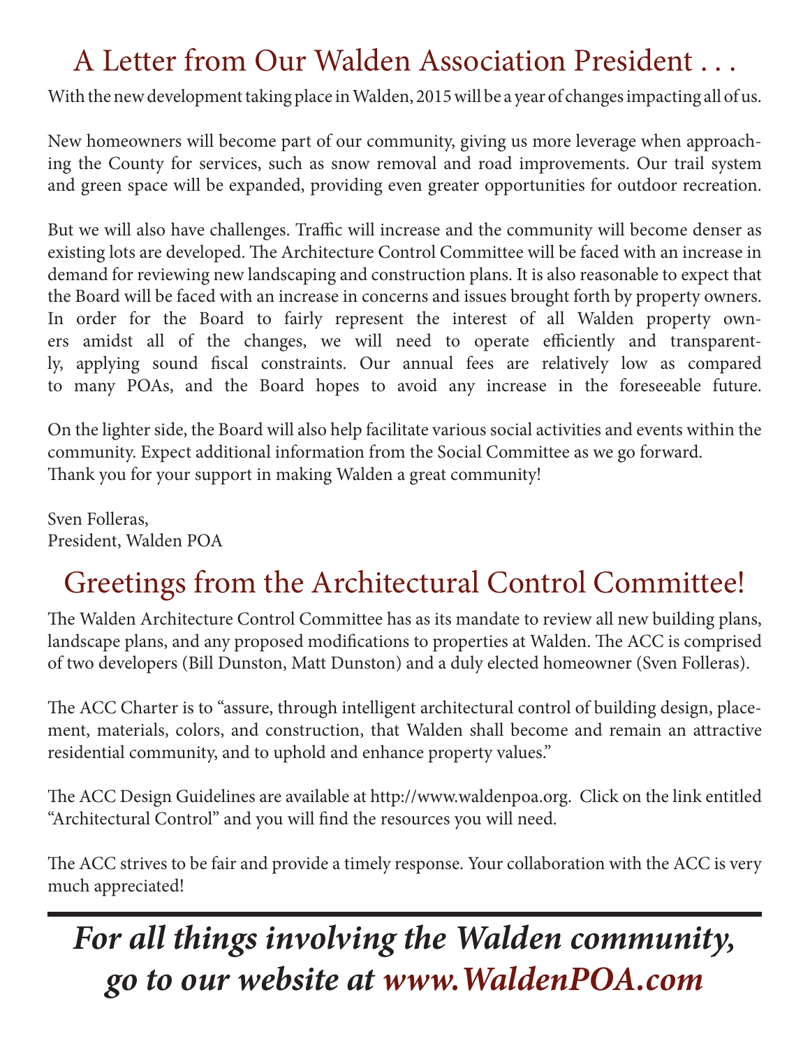## A Letter from Our Walden Association President . . .

With the new development taking place in Walden, 2015 will be a year of changes impacting all of us.

New homeowners will become part of our community, giving us more leverage when approaching the County for services, such as snow removal and road improvements. Our trail system and green space will be expanded, providing even greater opportunities for outdoor recreation.

But we will also have challenges. Traffic will increase and the community will become denser as existing lots are developed. The Architecture Control Committee will be faced with an increase in demand for reviewing new landscaping and construction plans. It is also reasonable to expect that the Board will be faced with an increase in concerns and issues brought forth by property owners. In order for the Board to fairly represent the interest of all Walden property owners amidst all of the changes, we will need to operate efficiently and transparently, applying sound fiscal constraints. Our annual fees are relatively low as compared to many POAs, and the Board hopes to avoid any increase in the foreseeable future.

On the lighter side, the Board will also help facilitate various social activities and events within the community. Expect additional information from the Social Committee as we go forward.
Thank you for your support in making Walden a great community!

Sven Folleras,
President, Walden POA

## Greetings from the Architectural Control Committee!

The Walden Architecture Control Committee has as its mandate to review all new building plans, landscape plans, and any proposed modifications to properties at Walden. The ACC is comprised of two developers (Bill Dunston, Matt Dunston) and a duly elected homeowner (Sven Folleras).

The ACC Charter is to "assure, through intelligent architectural control of building design, placement, materials, colors, and construction, that Walden shall become and remain an attractive residential community, and to uphold and enhance property values."

The ACC Design Guidelines are available at http://www.waldenpoa.org. Click on the link entitled "Architectural Control" and you will find the resources you will need.

The ACC strives to be fair and provide a timely response. Your collaboration with the ACC is very much appreciated!

---

***For all things involving the Walden community, go to our website at www.WaldenPOA.com***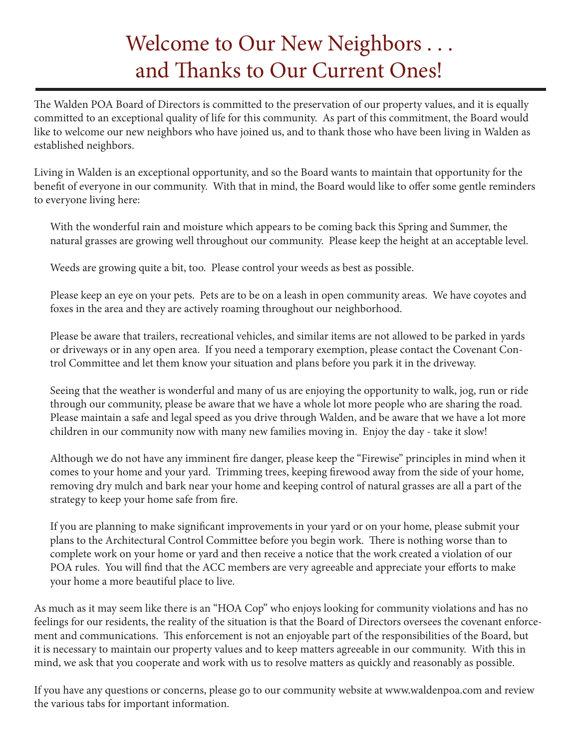# Welcome to Our New Neighbors . . . and Thanks to Our Current Ones!

The Walden POA Board of Directors is committed to the preservation of our property values, and it is equally committed to an exceptional quality of life for this community. As part of this commitment, the Board would like to welcome our new neighbors who have joined us, and to thank those who have been living in Walden as established neighbors.

Living in Walden is an exceptional opportunity, and so the Board wants to maintain that opportunity for the benefit of everyone in our community. With that in mind, the Board would like to offer some gentle reminders to everyone living here:

> With the wonderful rain and moisture which appears to be coming back this Spring and Summer, the natural grasses are growing well throughout our community. Please keep the height at an acceptable level.
>
> Weeds are growing quite a bit, too. Please control your weeds as best as possible.
>
> Please keep an eye on your pets. Pets are to be on a leash in open community areas. We have coyotes and foxes in the area and they are actively roaming throughout our neighborhood.
>
> Please be aware that trailers, recreational vehicles, and similar items are not allowed to be parked in yards or driveways or in any open area. If you need a temporary exemption, please contact the Covenant Control Committee and let them know your situation and plans before you park it in the driveway.
>
> Seeing that the weather is wonderful and many of us are enjoying the opportunity to walk, jog, run or ride through our community, please be aware that we have a whole lot more people who are sharing the road. Please maintain a safe and legal speed as you drive through Walden, and be aware that we have a lot more children in our community now with many new families moving in. Enjoy the day - take it slow!
>
> Although we do not have any imminent fire danger, please keep the "Firewise" principles in mind when it comes to your home and your yard. Trimming trees, keeping firewood away from the side of your home, removing dry mulch and bark near your home and keeping control of natural grasses are all a part of the strategy to keep your home safe from fire.
>
> If you are planning to make significant improvements in your yard or on your home, please submit your plans to the Architectural Control Committee before you begin work. There is nothing worse than to complete work on your home or yard and then receive a notice that the work created a violation of our POA rules. You will find that the ACC members are very agreeable and appreciate your efforts to make your home a more beautiful place to live.

As much as it may seem like there is an "HOA Cop" who enjoys looking for community violations and has no feelings for our residents, the reality of the situation is that the Board of Directors oversees the covenant enforcement and communications. This enforcement is not an enjoyable part of the responsibilities of the Board, but it is necessary to maintain our property values and to keep matters agreeable in our community. With this in mind, we ask that you cooperate and work with us to resolve matters as quickly and reasonably as possible.

If you have any questions or concerns, please go to our community website at www.waldenpoa.com and review the various tabs for important information.